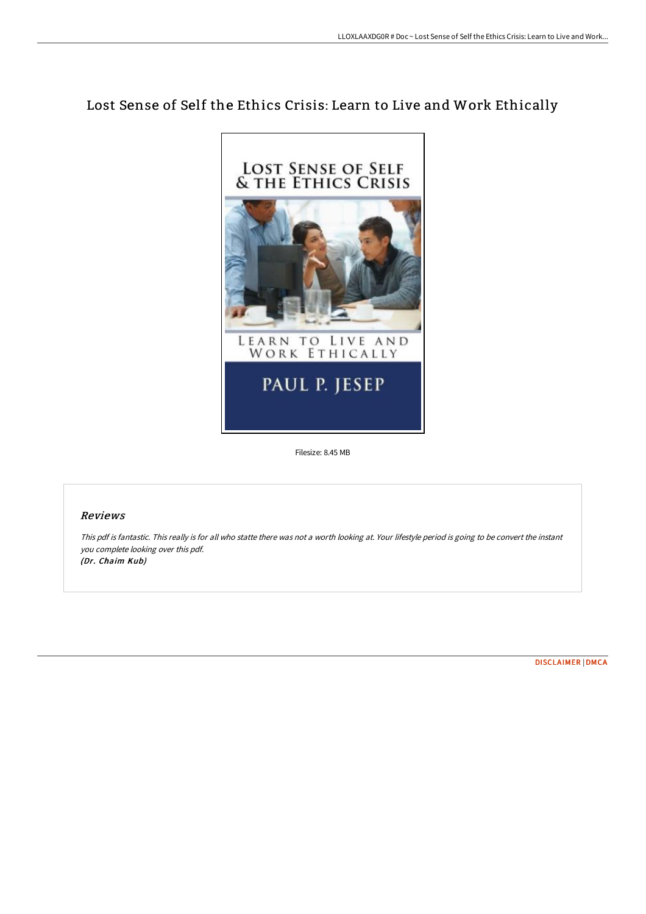# Lost Sense of Self the Ethics Crisis: Learn to Live and Work Ethically

Filesize: 8.45 MB

## Reviews

*This pdf is fantastic. This really is for all who statte there was not a worth looking at. Your lifestyle period is going to be convert the instant you complete looking over this pdf.*
***(Dr. Chaim Kub)***

DISCLAIMER | DMCA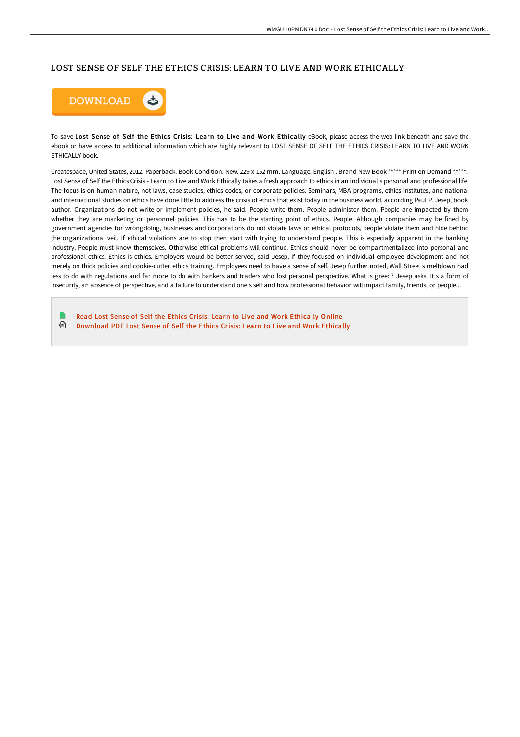# LOST SENSE OF SELF THE ETHICS CRISIS: LEARN TO LIVE AND WORK ETHICALLY

To save **Lost Sense of Self the Ethics Crisis: Learn to Live and Work Ethically** eBook, please access the web link beneath and save the ebook or have access to additional information which are highly relevant to LOST SENSE OF SELF THE ETHICS CRISIS: LEARN TO LIVE AND WORK ETHICALLY book.

Createspace, United States, 2012. Paperback. Book Condition: New. 229 x 152 mm. Language: English . Brand New Book ***** Print on Demand *****. Lost Sense of Self the Ethics Crisis - Learn to Live and Work Ethically takes a fresh approach to ethics in an individual s personal and professional life. The focus is on human nature, not laws, case studies, ethics codes, or corporate policies. Seminars, MBA programs, ethics institutes, and national and international studies on ethics have done little to address the crisis of ethics that exist today in the business world, according Paul P. Jesep, book author. Organizations do not write or implement policies, he said. People write them. People administer them. People are impacted by them whether they are marketing or personnel policies. This has to be the starting point of ethics. People. Although companies may be fined by government agencies for wrongdoing, businesses and corporations do not violate laws or ethical protocols, people violate them and hide behind the organizational veil. If ethical violations are to stop then start with trying to understand people. This is especially apparent in the banking industry. People must know themselves. Otherwise ethical problems will continue. Ethics should never be compartmentalized into personal and professional ethics. Ethics is ethics. Employers would be better served, said Jesep, if they focused on individual employee development and not merely on thick policies and cookie-cutter ethics training. Employees need to have a sense of self. Jesep further noted, Wall Street s meltdown had less to do with regulations and far more to do with bankers and traders who lost personal perspective. What is greed? Jesep asks. It s a form of insecurity, an absence of perspective, and a failure to understand one s self and how professional behavior will impact family, friends, or people...

- Read Lost Sense of Self the Ethics Crisis: Learn to Live and Work Ethically Online
- Download PDF Lost Sense of Self the Ethics Crisis: Learn to Live and Work Ethically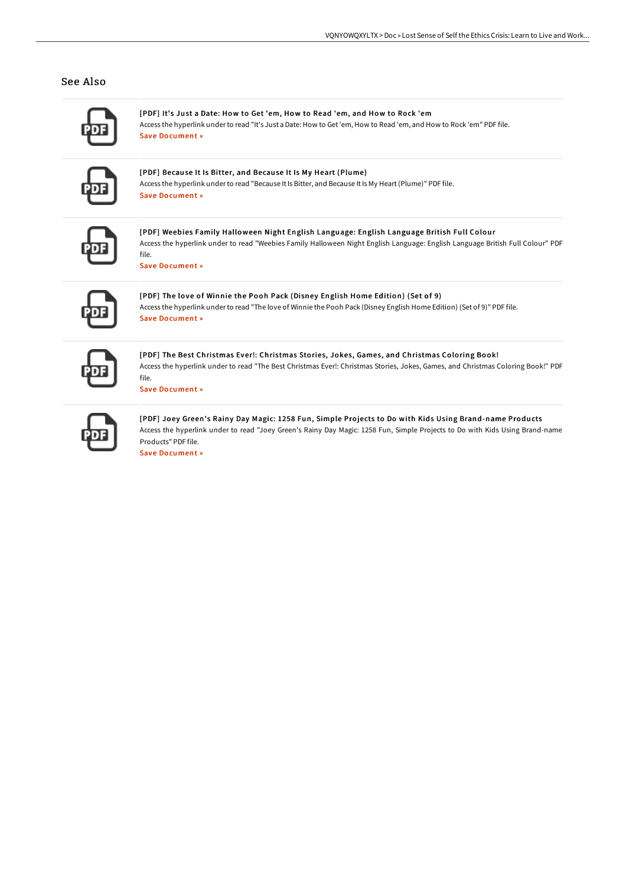## See Also

**[PDF] It's Just a Date: How to Get 'em, How to Read 'em, and How to Rock 'em**
Access the hyperlink under to read "It's Just a Date: How to Get 'em, How to Read 'em, and How to Rock 'em" PDF file.
Save Document »

**[PDF] Because It Is Bitter, and Because It Is My Heart (Plume)**
Access the hyperlink under to read "Because It Is Bitter, and Because It Is My Heart (Plume)" PDF file.
Save Document »

**[PDF] Weebies Family Halloween Night English Language: English Language British Full Colour**
Access the hyperlink under to read "Weebies Family Halloween Night English Language: English Language British Full Colour" PDF file.
Save Document »

**[PDF] The love of Winnie the Pooh Pack (Disney English Home Edition) (Set of 9)**
Access the hyperlink under to read "The love of Winnie the Pooh Pack (Disney English Home Edition) (Set of 9)" PDF file.
Save Document »

**[PDF] The Best Christmas Ever!: Christmas Stories, Jokes, Games, and Christmas Coloring Book!**
Access the hyperlink under to read "The Best Christmas Ever!: Christmas Stories, Jokes, Games, and Christmas Coloring Book!" PDF file.
Save Document »

**[PDF] Joey Green's Rainy Day Magic: 1258 Fun, Simple Projects to Do with Kids Using Brand-name Products**
Access the hyperlink under to read "Joey Green's Rainy Day Magic: 1258 Fun, Simple Projects to Do with Kids Using Brand-name Products" PDF file.
Save Document »